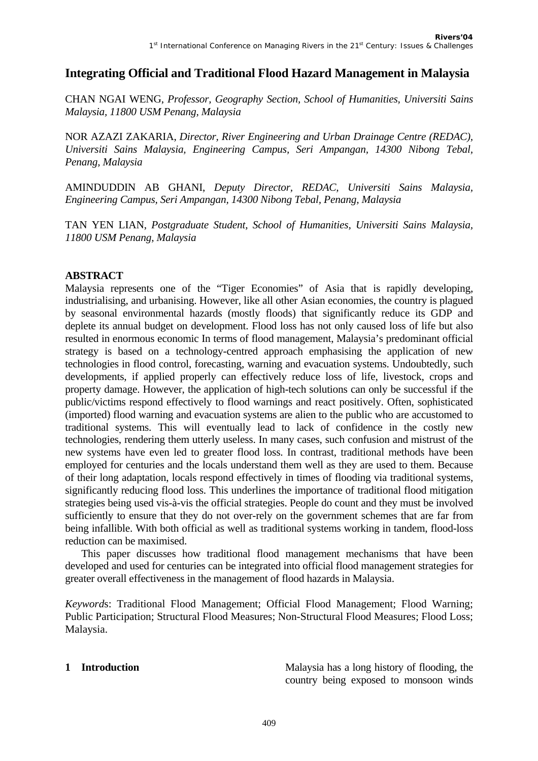# Integrating Official and Traditional Flood Hazard Management in Malaysia

CHAN NGAI WENG, *Professor, Geography Section, School of Humanities, Universiti Sains Malaysia, 11800 USM Penang, Malaysia*

NOR AZAZI ZAKARIA, *Director, River Engineering and Urban Drainage Centre (REDAC), Universiti Sains Malaysia, Engineering Campus, Seri Ampangan, 14300 Nibong Tebal, Penang, Malaysia*

AMINDUDDIN AB GHANI, *Deputy Director, REDAC, Universiti Sains Malaysia, Engineering Campus, Seri Ampangan, 14300 Nibong Tebal, Penang, Malaysia*

TAN YEN LIAN, *Postgraduate Student, School of Humanities, Universiti Sains Malaysia, 11800 USM Penang, Malaysia*

## ABSTRACT

Malaysia represents one of the "Tiger Economies" of Asia that is rapidly developing, industrialising, and urbanising. However, like all other Asian economies, the country is plagued by seasonal environmental hazards (mostly floods) that significantly reduce its GDP and deplete its annual budget on development. Flood loss has not only caused loss of life but also resulted in enormous economic In terms of flood management, Malaysia's predominant official strategy is based on a technology-centred approach emphasising the application of new technologies in flood control, forecasting, warning and evacuation systems. Undoubtedly, such developments, if applied properly can effectively reduce loss of life, livestock, crops and property damage. However, the application of high-tech solutions can only be successful if the public/victims respond effectively to flood warnings and react positively. Often, sophisticated (imported) flood warning and evacuation systems are alien to the public who are accustomed to traditional systems. This will eventually lead to lack of confidence in the costly new technologies, rendering them utterly useless. In many cases, such confusion and mistrust of the new systems have even led to greater flood loss. In contrast, traditional methods have been employed for centuries and the locals understand them well as they are used to them. Because of their long adaptation, locals respond effectively in times of flooding via traditional systems, significantly reducing flood loss. This underlines the importance of traditional flood mitigation strategies being used vis-à-vis the official strategies. People do count and they must be involved sufficiently to ensure that they do not over-rely on the government schemes that are far from being infallible. With both official as well as traditional systems working in tandem, flood-loss reduction can be maximised.

This paper discusses how traditional flood management mechanisms that have been developed and used for centuries can be integrated into official flood management strategies for greater overall effectiveness in the management of flood hazards in Malaysia.

*Keywords*: Traditional Flood Management; Official Flood Management; Flood Warning; Public Participation; Structural Flood Measures; Non-Structural Flood Measures; Flood Loss; Malaysia.

## 1 Introduction

Malaysia has a long history of flooding, the country being exposed to monsoon winds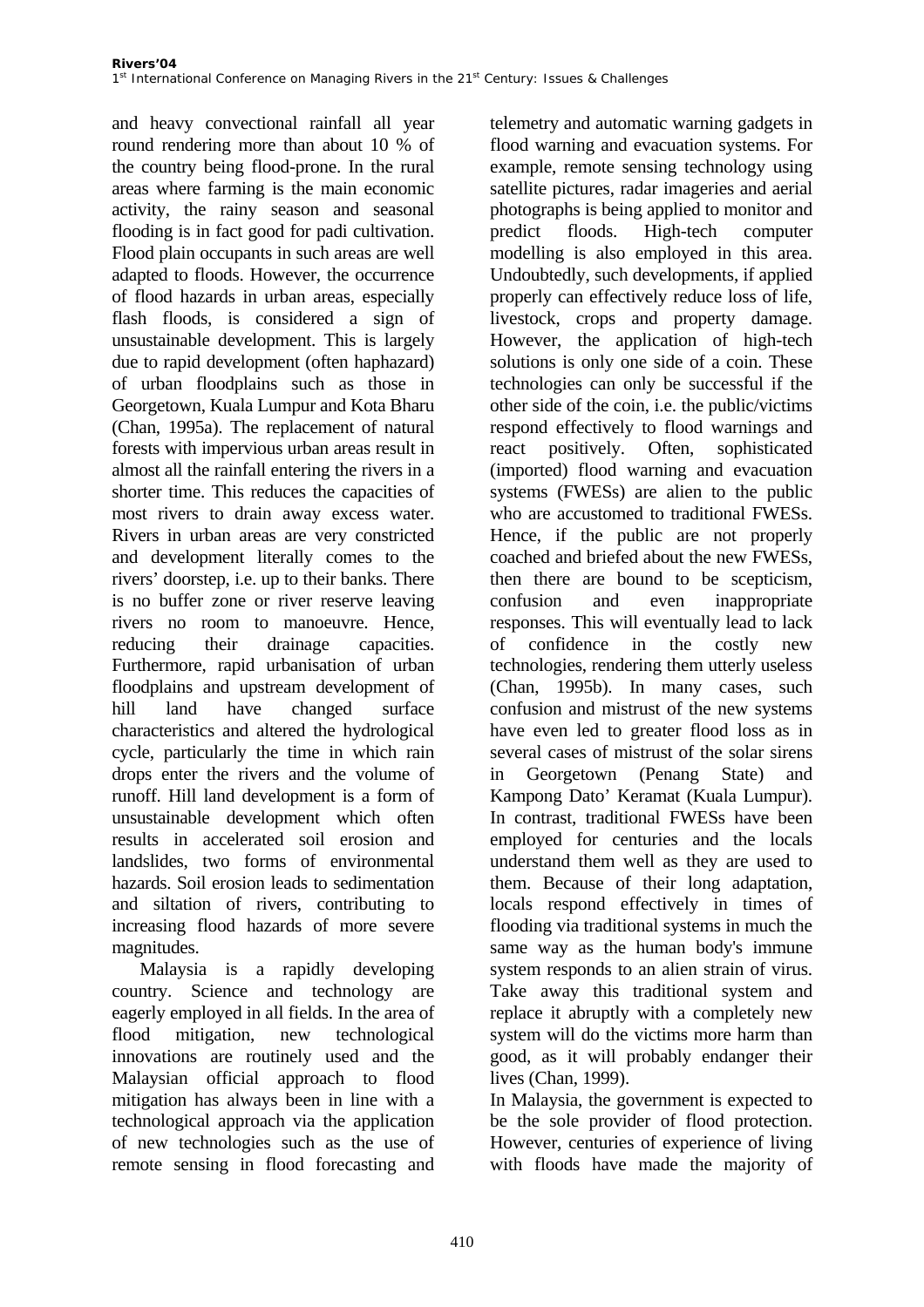and heavy convectional rainfall all year round rendering more than about 10 % of the country being flood-prone. In the rural areas where farming is the main economic activity, the rainy season and seasonal flooding is in fact good for padi cultivation. Flood plain occupants in such areas are well adapted to floods. However, the occurrence of flood hazards in urban areas, especially flash floods, is considered a sign of unsustainable development. This is largely due to rapid development (often haphazard) of urban floodplains such as those in Georgetown, Kuala Lumpur and Kota Bharu (Chan, 1995a). The replacement of natural forests with impervious urban areas result in almost all the rainfall entering the rivers in a shorter time. This reduces the capacities of most rivers to drain away excess water. Rivers in urban areas are very constricted and development literally comes to the rivers' doorstep, i.e. up to their banks. There is no buffer zone or river reserve leaving rivers no room to manoeuvre. Hence, reducing their drainage capacities. Furthermore, rapid urbanisation of urban floodplains and upstream development of hill land have changed surface characteristics and altered the hydrological cycle, particularly the time in which rain drops enter the rivers and the volume of runoff. Hill land development is a form of unsustainable development which often results in accelerated soil erosion and landslides, two forms of environmental hazards. Soil erosion leads to sedimentation and siltation of rivers, contributing to increasing flood hazards of more severe magnitudes.

Malaysia is a rapidly developing country. Science and technology are eagerly employed in all fields. In the area of flood mitigation, new technological innovations are routinely used and the Malaysian official approach to flood mitigation has always been in line with a technological approach via the application of new technologies such as the use of remote sensing in flood forecasting and telemetry and automatic warning gadgets in flood warning and evacuation systems. For example, remote sensing technology using satellite pictures, radar imageries and aerial photographs is being applied to monitor and predict floods. High-tech computer modelling is also employed in this area. Undoubtedly, such developments, if applied properly can effectively reduce loss of life, livestock, crops and property damage. However, the application of high-tech solutions is only one side of a coin. These technologies can only be successful if the other side of the coin, i.e. the public/victims respond effectively to flood warnings and react positively. Often, sophisticated (imported) flood warning and evacuation systems (FWESs) are alien to the public who are accustomed to traditional FWESs. Hence, if the public are not properly coached and briefed about the new FWESs, then there are bound to be scepticism, confusion and even inappropriate responses. This will eventually lead to lack of confidence in the costly new technologies, rendering them utterly useless (Chan, 1995b). In many cases, such confusion and mistrust of the new systems have even led to greater flood loss as in several cases of mistrust of the solar sirens in Georgetown (Penang State) and Kampong Dato' Keramat (Kuala Lumpur). In contrast, traditional FWESs have been employed for centuries and the locals understand them well as they are used to them. Because of their long adaptation, locals respond effectively in times of flooding via traditional systems in much the same way as the human body's immune system responds to an alien strain of virus. Take away this traditional system and replace it abruptly with a completely new system will do the victims more harm than good, as it will probably endanger their lives (Chan, 1999).

In Malaysia, the government is expected to be the sole provider of flood protection. However, centuries of experience of living with floods have made the majority of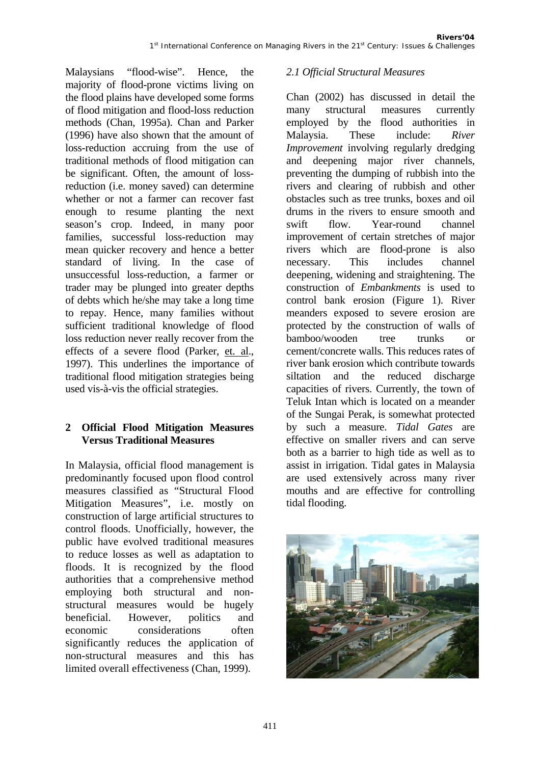Malaysians "flood-wise". Hence, the majority of flood-prone victims living on the flood plains have developed some forms of flood mitigation and flood-loss reduction methods (Chan, 1995a). Chan and Parker (1996) have also shown that the amount of loss-reduction accruing from the use of traditional methods of flood mitigation can be significant. Often, the amount of loss-reduction (i.e. money saved) can determine whether or not a farmer can recover fast enough to resume planting the next season's crop. Indeed, in many poor families, successful loss-reduction may mean quicker recovery and hence a better standard of living. In the case of unsuccessful loss-reduction, a farmer or trader may be plunged into greater depths of debts which he/she may take a long time to repay. Hence, many families without sufficient traditional knowledge of flood loss reduction never really recover from the effects of a severe flood (Parker, et. al., 1997). This underlines the importance of traditional flood mitigation strategies being used vis-à-vis the official strategies.

## 2 Official Flood Mitigation Measures Versus Traditional Measures

In Malaysia, official flood management is predominantly focused upon flood control measures classified as "Structural Flood Mitigation Measures", i.e. mostly on construction of large artificial structures to control floods. Unofficially, however, the public have evolved traditional measures to reduce losses as well as adaptation to floods. It is recognized by the flood authorities that a comprehensive method employing both structural and non-structural measures would be hugely beneficial. However, politics and economic considerations often significantly reduces the application of non-structural measures and this has limited overall effectiveness (Chan, 1999).

### *2.1 Official Structural Measures*

Chan (2002) has discussed in detail the many structural measures currently employed by the flood authorities in Malaysia. These include: *River Improvement* involving regularly dredging and deepening major river channels, preventing the dumping of rubbish into the rivers and clearing of rubbish and other obstacles such as tree trunks, boxes and oil drums in the rivers to ensure smooth and swift flow. Year-round channel improvement of certain stretches of major rivers which are flood-prone is also necessary. This includes channel deepening, widening and straightening. The construction of *Embankments* is used to control bank erosion (Figure 1). River meanders exposed to severe erosion are protected by the construction of walls of bamboo/wooden tree trunks or cement/concrete walls. This reduces rates of river bank erosion which contribute towards siltation and the reduced discharge capacities of rivers. Currently, the town of Teluk Intan which is located on a meander of the Sungai Perak, is somewhat protected by such a measure. *Tidal Gates* are effective on smaller rivers and can serve both as a barrier to high tide as well as to assist in irrigation. Tidal gates in Malaysia are used extensively across many river mouths and are effective for controlling tidal flooding.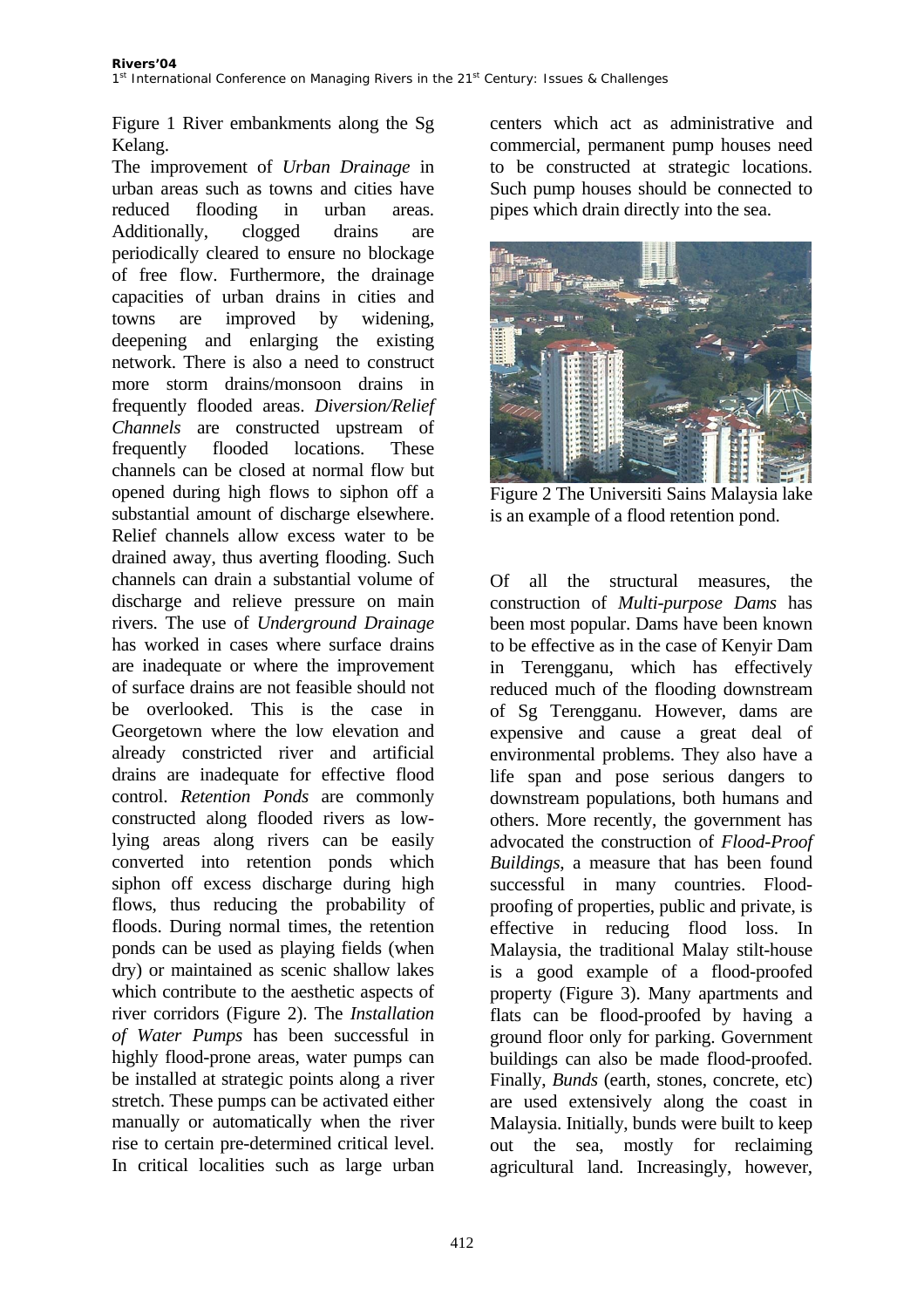Figure 1 River embankments along the Sg Kelang.

The improvement of *Urban Drainage* in urban areas such as towns and cities have reduced flooding in urban areas. Additionally, clogged drains are periodically cleared to ensure no blockage of free flow. Furthermore, the drainage capacities of urban drains in cities and towns are improved by widening, deepening and enlarging the existing network. There is also a need to construct more storm drains/monsoon drains in frequently flooded areas. *Diversion/Relief Channels* are constructed upstream of frequently flooded locations. These channels can be closed at normal flow but opened during high flows to siphon off a substantial amount of discharge elsewhere. Relief channels allow excess water to be drained away, thus averting flooding. Such channels can drain a substantial volume of discharge and relieve pressure on main rivers. The use of *Underground Drainage* has worked in cases where surface drains are inadequate or where the improvement of surface drains are not feasible should not be overlooked. This is the case in Georgetown where the low elevation and already constricted river and artificial drains are inadequate for effective flood control. *Retention Ponds* are commonly constructed along flooded rivers as low-lying areas along rivers can be easily converted into retention ponds which siphon off excess discharge during high flows, thus reducing the probability of floods. During normal times, the retention ponds can be used as playing fields (when dry) or maintained as scenic shallow lakes which contribute to the aesthetic aspects of river corridors (Figure 2). The *Installation of Water Pumps* has been successful in highly flood-prone areas, water pumps can be installed at strategic points along a river stretch. These pumps can be activated either manually or automatically when the river rise to certain pre-determined critical level. In critical localities such as large urban centers which act as administrative and commercial, permanent pump houses need to be constructed at strategic locations. Such pump houses should be connected to pipes which drain directly into the sea.

Figure 2 The Universiti Sains Malaysia lake is an example of a flood retention pond.

Of all the structural measures, the construction of *Multi-purpose Dams* has been most popular. Dams have been known to be effective as in the case of Kenyir Dam in Terengganu, which has effectively reduced much of the flooding downstream of Sg Terengganu. However, dams are expensive and cause a great deal of environmental problems. They also have a life span and pose serious dangers to downstream populations, both humans and others. More recently, the government has advocated the construction of *Flood-Proof Buildings*, a measure that has been found successful in many countries. Flood-proofing of properties, public and private, is effective in reducing flood loss. In Malaysia, the traditional Malay stilt-house is a good example of a flood-proofed property (Figure 3). Many apartments and flats can be flood-proofed by having a ground floor only for parking. Government buildings can also be made flood-proofed. Finally, *Bunds* (earth, stones, concrete, etc) are used extensively along the coast in Malaysia. Initially, bunds were built to keep out the sea, mostly for reclaiming agricultural land. Increasingly, however,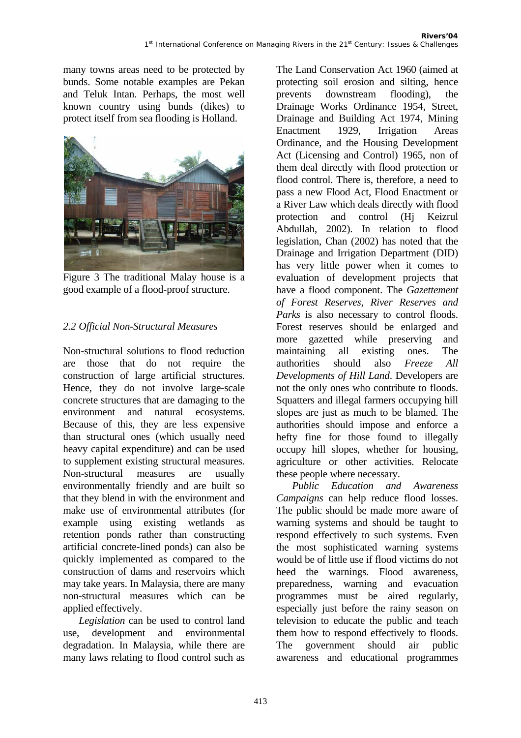many towns areas need to be protected by bunds. Some notable examples are Pekan and Teluk Intan. Perhaps, the most well known country using bunds (dikes) to protect itself from sea flooding is Holland.

Figure 3 The traditional Malay house is a good example of a flood-proof structure.

### *2.2 Official Non-Structural Measures*

Non-structural solutions to flood reduction are those that do not require the construction of large artificial structures. Hence, they do not involve large-scale concrete structures that are damaging to the environment and natural ecosystems. Because of this, they are less expensive than structural ones (which usually need heavy capital expenditure) and can be used to supplement existing structural measures. Non-structural measures are usually environmentally friendly and are built so that they blend in with the environment and make use of environmental attributes (for example using existing wetlands as retention ponds rather than constructing artificial concrete-lined ponds) can also be quickly implemented as compared to the construction of dams and reservoirs which may take years. In Malaysia, there are many non-structural measures which can be applied effectively.

*Legislation* can be used to control land use, development and environmental degradation. In Malaysia, while there are many laws relating to flood control such as The Land Conservation Act 1960 (aimed at protecting soil erosion and silting, hence prevents downstream flooding), the Drainage Works Ordinance 1954, Street, Drainage and Building Act 1974, Mining Enactment 1929, Irrigation Areas Ordinance, and the Housing Development Act (Licensing and Control) 1965, non of them deal directly with flood protection or flood control. There is, therefore, a need to pass a new Flood Act, Flood Enactment or a River Law which deals directly with flood protection and control (Hj Keizrul Abdullah, 2002). In relation to flood legislation, Chan (2002) has noted that the Drainage and Irrigation Department (DID) has very little power when it comes to evaluation of development projects that have a flood component. The *Gazettement of Forest Reserves, River Reserves and Parks* is also necessary to control floods. Forest reserves should be enlarged and more gazetted while preserving and maintaining all existing ones. The authorities should also *Freeze All Developments of Hill Land*. Developers are not the only ones who contribute to floods. Squatters and illegal farmers occupying hill slopes are just as much to be blamed. The authorities should impose and enforce a hefty fine for those found to illegally occupy hill slopes, whether for housing, agriculture or other activities. Relocate these people where necessary.

*Public Education and Awareness Campaigns* can help reduce flood losses. The public should be made more aware of warning systems and should be taught to respond effectively to such systems. Even the most sophisticated warning systems would be of little use if flood victims do not heed the warnings. Flood awareness, preparedness, warning and evacuation programmes must be aired regularly, especially just before the rainy season on television to educate the public and teach them how to respond effectively to floods. The government should air public awareness and educational programmes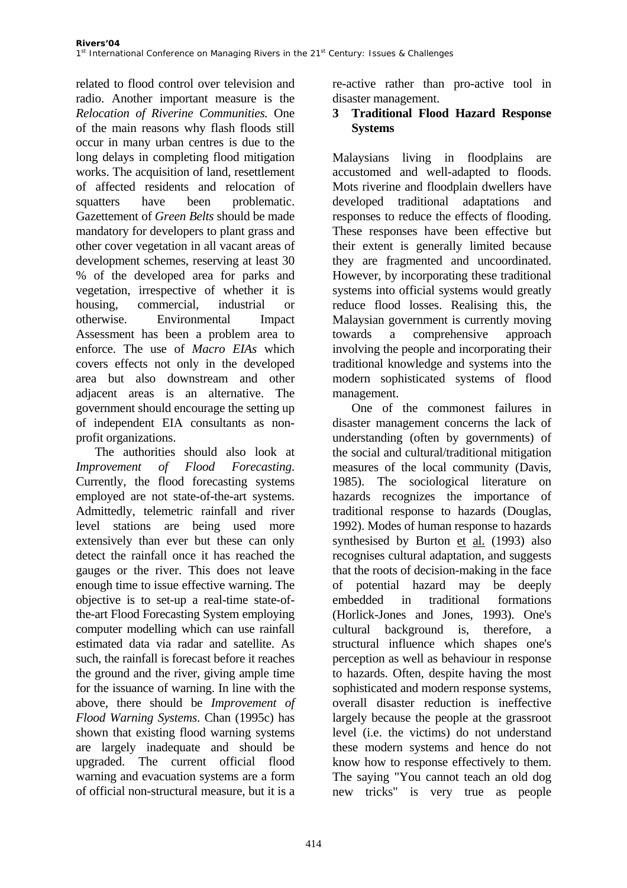related to flood control over television and radio. Another important measure is the *Relocation of Riverine Communities.* One of the main reasons why flash floods still occur in many urban centres is due to the long delays in completing flood mitigation works. The acquisition of land, resettlement of affected residents and relocation of squatters have been problematic. Gazettement of *Green Belts* should be made mandatory for developers to plant grass and other cover vegetation in all vacant areas of development schemes, reserving at least 30 % of the developed area for parks and vegetation, irrespective of whether it is housing, commercial, industrial or otherwise. Environmental Impact Assessment has been a problem area to enforce. The use of *Macro EIAs* which covers effects not only in the developed area but also downstream and other adjacent areas is an alternative. The government should encourage the setting up of independent EIA consultants as non-profit organizations.

The authorities should also look at *Improvement of Flood Forecasting.* Currently, the flood forecasting systems employed are not state-of-the-art systems. Admittedly, telemetric rainfall and river level stations are being used more extensively than ever but these can only detect the rainfall once it has reached the gauges or the river. This does not leave enough time to issue effective warning. The objective is to set-up a real-time state-of-the-art Flood Forecasting System employing computer modelling which can use rainfall estimated data via radar and satellite. As such, the rainfall is forecast before it reaches the ground and the river, giving ample time for the issuance of warning. In line with the above, there should be *Improvement of Flood Warning Systems.* Chan (1995c) has shown that existing flood warning systems are largely inadequate and should be upgraded. The current official flood warning and evacuation systems are a form of official non-structural measure, but it is a re-active rather than pro-active tool in disaster management.

## 3 Traditional Flood Hazard Response Systems

Malaysians living in floodplains are accustomed and well-adapted to floods. Mots riverine and floodplain dwellers have developed traditional adaptations and responses to reduce the effects of flooding. These responses have been effective but their extent is generally limited because they are fragmented and uncoordinated. However, by incorporating these traditional systems into official systems would greatly reduce flood losses. Realising this, the Malaysian government is currently moving towards a comprehensive approach involving the people and incorporating their traditional knowledge and systems into the modern sophisticated systems of flood management.

One of the commonest failures in disaster management concerns the lack of understanding (often by governments) of the social and cultural/traditional mitigation measures of the local community (Davis, 1985). The sociological literature on hazards recognizes the importance of traditional response to hazards (Douglas, 1992). Modes of human response to hazards synthesised by Burton et al. (1993) also recognises cultural adaptation, and suggests that the roots of decision-making in the face of potential hazard may be deeply embedded in traditional formations (Horlick-Jones and Jones, 1993). One's cultural background is, therefore, a structural influence which shapes one's perception as well as behaviour in response to hazards. Often, despite having the most sophisticated and modern response systems, overall disaster reduction is ineffective largely because the people at the grassroot level (i.e. the victims) do not understand these modern systems and hence do not know how to response effectively to them. The saying "You cannot teach an old dog new tricks" is very true as people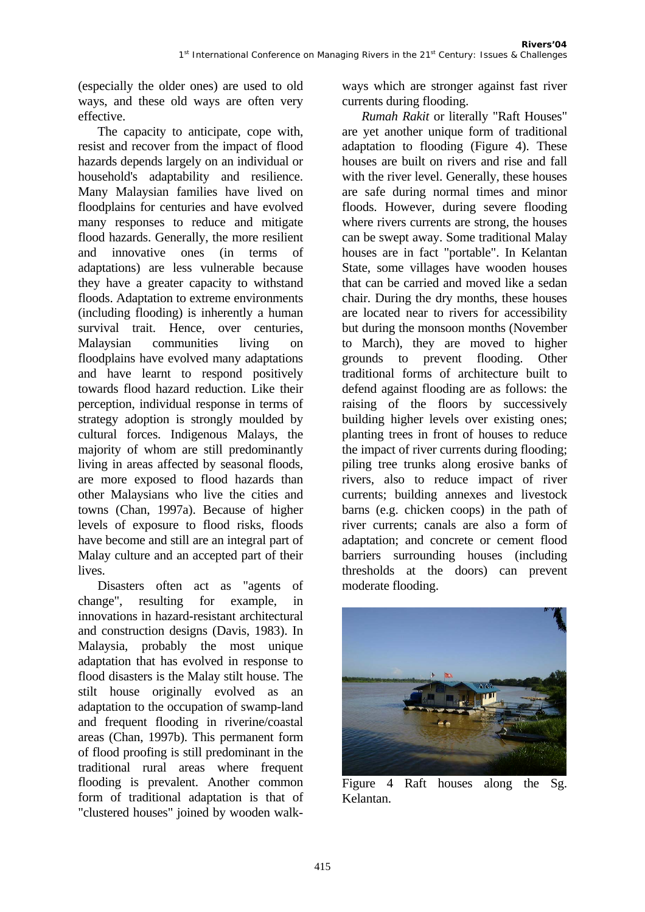(especially the older ones) are used to old ways, and these old ways are often very effective.

The capacity to anticipate, cope with, resist and recover from the impact of flood hazards depends largely on an individual or household's adaptability and resilience. Many Malaysian families have lived on floodplains for centuries and have evolved many responses to reduce and mitigate flood hazards. Generally, the more resilient and innovative ones (in terms of adaptations) are less vulnerable because they have a greater capacity to withstand floods. Adaptation to extreme environments (including flooding) is inherently a human survival trait. Hence, over centuries, Malaysian communities living on floodplains have evolved many adaptations and have learnt to respond positively towards flood hazard reduction. Like their perception, individual response in terms of strategy adoption is strongly moulded by cultural forces. Indigenous Malays, the majority of whom are still predominantly living in areas affected by seasonal floods, are more exposed to flood hazards than other Malaysians who live the cities and towns (Chan, 1997a). Because of higher levels of exposure to flood risks, floods have become and still are an integral part of Malay culture and an accepted part of their lives.

Disasters often act as "agents of change", resulting for example, in innovations in hazard-resistant architectural and construction designs (Davis, 1983). In Malaysia, probably the most unique adaptation that has evolved in response to flood disasters is the Malay stilt house. The stilt house originally evolved as an adaptation to the occupation of swamp-land and frequent flooding in riverine/coastal areas (Chan, 1997b). This permanent form of flood proofing is still predominant in the traditional rural areas where frequent flooding is prevalent. Another common form of traditional adaptation is that of "clustered houses" joined by wooden walk-ways which are stronger against fast river currents during flooding.

*Rumah Rakit* or literally "Raft Houses" are yet another unique form of traditional adaptation to flooding (Figure 4). These houses are built on rivers and rise and fall with the river level. Generally, these houses are safe during normal times and minor floods. However, during severe flooding where rivers currents are strong, the houses can be swept away. Some traditional Malay houses are in fact "portable". In Kelantan State, some villages have wooden houses that can be carried and moved like a sedan chair. During the dry months, these houses are located near to rivers for accessibility but during the monsoon months (November to March), they are moved to higher grounds to prevent flooding. Other traditional forms of architecture built to defend against flooding are as follows: the raising of the floors by successively building higher levels over existing ones; planting trees in front of houses to reduce the impact of river currents during flooding; piling tree trunks along erosive banks of rivers, also to reduce impact of river currents; building annexes and livestock barns (e.g. chicken coops) in the path of river currents; canals are also a form of adaptation; and concrete or cement flood barriers surrounding houses (including thresholds at the doors) can prevent moderate flooding.

Figure 4 Raft houses along the Sg. Kelantan.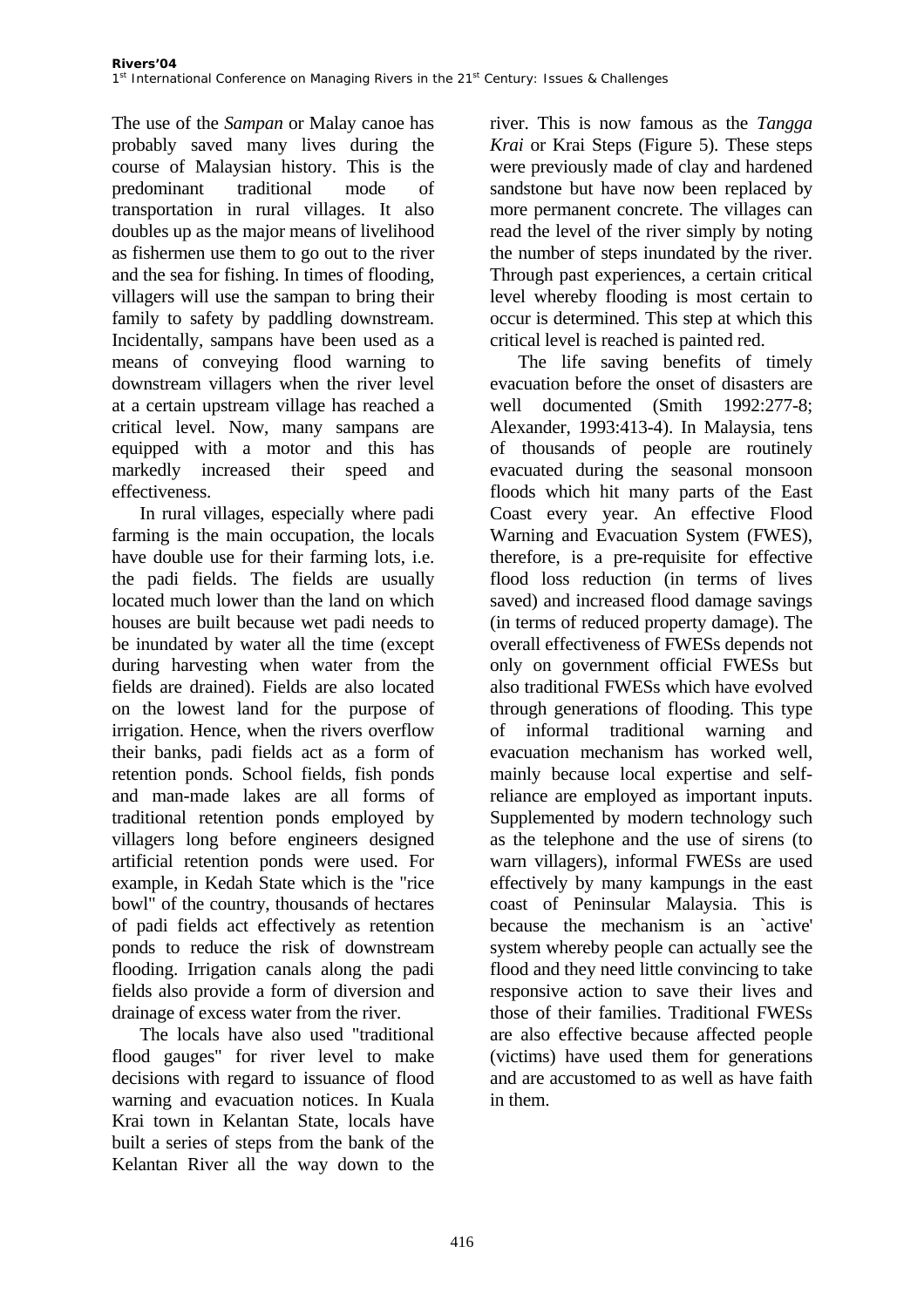The use of the *Sampan* or Malay canoe has probably saved many lives during the course of Malaysian history. This is the predominant traditional mode of transportation in rural villages. It also doubles up as the major means of livelihood as fishermen use them to go out to the river and the sea for fishing. In times of flooding, villagers will use the sampan to bring their family to safety by paddling downstream. Incidentally, sampans have been used as a means of conveying flood warning to downstream villagers when the river level at a certain upstream village has reached a critical level. Now, many sampans are equipped with a motor and this has markedly increased their speed and effectiveness.

In rural villages, especially where padi farming is the main occupation, the locals have double use for their farming lots, i.e. the padi fields. The fields are usually located much lower than the land on which houses are built because wet padi needs to be inundated by water all the time (except during harvesting when water from the fields are drained). Fields are also located on the lowest land for the purpose of irrigation. Hence, when the rivers overflow their banks, padi fields act as a form of retention ponds. School fields, fish ponds and man-made lakes are all forms of traditional retention ponds employed by villagers long before engineers designed artificial retention ponds were used. For example, in Kedah State which is the "rice bowl" of the country, thousands of hectares of padi fields act effectively as retention ponds to reduce the risk of downstream flooding. Irrigation canals along the padi fields also provide a form of diversion and drainage of excess water from the river.

The locals have also used "traditional flood gauges" for river level to make decisions with regard to issuance of flood warning and evacuation notices. In Kuala Krai town in Kelantan State, locals have built a series of steps from the bank of the Kelantan River all the way down to the river. This is now famous as the *Tangga Krai* or Krai Steps (Figure 5). These steps were previously made of clay and hardened sandstone but have now been replaced by more permanent concrete. The villages can read the level of the river simply by noting the number of steps inundated by the river. Through past experiences, a certain critical level whereby flooding is most certain to occur is determined. This step at which this critical level is reached is painted red.

The life saving benefits of timely evacuation before the onset of disasters are well documented (Smith 1992:277-8; Alexander, 1993:413-4). In Malaysia, tens of thousands of people are routinely evacuated during the seasonal monsoon floods which hit many parts of the East Coast every year. An effective Flood Warning and Evacuation System (FWES), therefore, is a pre-requisite for effective flood loss reduction (in terms of lives saved) and increased flood damage savings (in terms of reduced property damage). The overall effectiveness of FWESs depends not only on government official FWESs but also traditional FWESs which have evolved through generations of flooding. This type of informal traditional warning and evacuation mechanism has worked well, mainly because local expertise and self-reliance are employed as important inputs. Supplemented by modern technology such as the telephone and the use of sirens (to warn villagers), informal FWESs are used effectively by many kampungs in the east coast of Peninsular Malaysia. This is because the mechanism is an `active' system whereby people can actually see the flood and they need little convincing to take responsive action to save their lives and those of their families. Traditional FWESs are also effective because affected people (victims) have used them for generations and are accustomed to as well as have faith in them.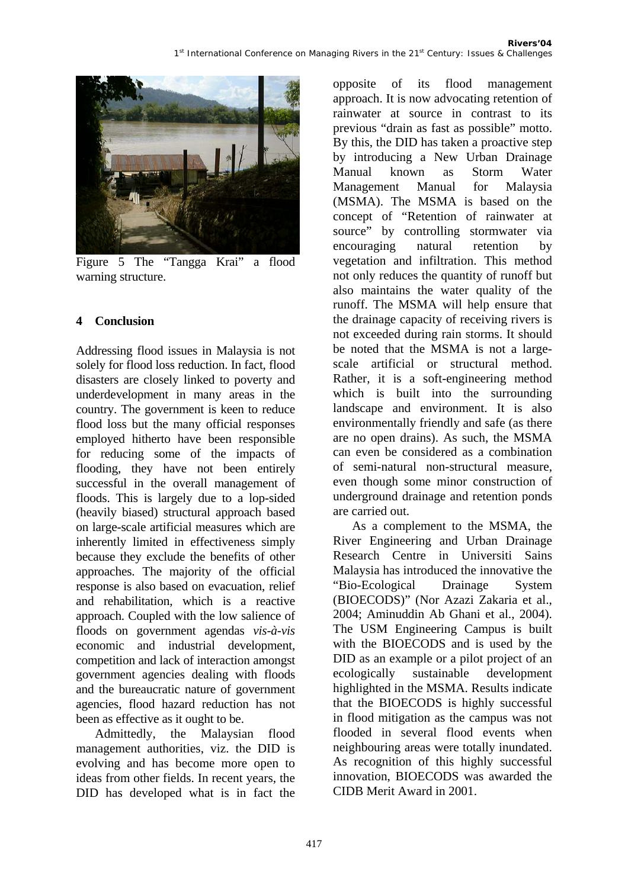Figure 5 The "Tangga Krai" a flood warning structure.

## 4 Conclusion

Addressing flood issues in Malaysia is not solely for flood loss reduction. In fact, flood disasters are closely linked to poverty and underdevelopment in many areas in the country. The government is keen to reduce flood loss but the many official responses employed hitherto have been responsible for reducing some of the impacts of flooding, they have not been entirely successful in the overall management of floods. This is largely due to a lop-sided (heavily biased) structural approach based on large-scale artificial measures which are inherently limited in effectiveness simply because they exclude the benefits of other approaches. The majority of the official response is also based on evacuation, relief and rehabilitation, which is a reactive approach. Coupled with the low salience of floods on government agendas *vis-à-vis* economic and industrial development, competition and lack of interaction amongst government agencies dealing with floods and the bureaucratic nature of government agencies, flood hazard reduction has not been as effective as it ought to be.

Admittedly, the Malaysian flood management authorities, viz. the DID is evolving and has become more open to ideas from other fields. In recent years, the DID has developed what is in fact the opposite of its flood management approach. It is now advocating retention of rainwater at source in contrast to its previous "drain as fast as possible" motto. By this, the DID has taken a proactive step by introducing a New Urban Drainage Manual known as Storm Water Management Manual for Malaysia (MSMA). The MSMA is based on the concept of "Retention of rainwater at source" by controlling stormwater via encouraging natural retention by vegetation and infiltration. This method not only reduces the quantity of runoff but also maintains the water quality of the runoff. The MSMA will help ensure that the drainage capacity of receiving rivers is not exceeded during rain storms. It should be noted that the MSMA is not a large-scale artificial or structural method. Rather, it is a soft-engineering method which is built into the surrounding landscape and environment. It is also environmentally friendly and safe (as there are no open drains). As such, the MSMA can even be considered as a combination of semi-natural non-structural measure, even though some minor construction of underground drainage and retention ponds are carried out.

As a complement to the MSMA, the River Engineering and Urban Drainage Research Centre in Universiti Sains Malaysia has introduced the innovative the "Bio-Ecological Drainage System (BIOECODS)" (Nor Azazi Zakaria et al., 2004; Aminuddin Ab Ghani et al., 2004). The USM Engineering Campus is built with the BIOECODS and is used by the DID as an example or a pilot project of an ecologically sustainable development highlighted in the MSMA. Results indicate that the BIOECODS is highly successful in flood mitigation as the campus was not flooded in several flood events when neighbouring areas were totally inundated. As recognition of this highly successful innovation, BIOECODS was awarded the CIDB Merit Award in 2001.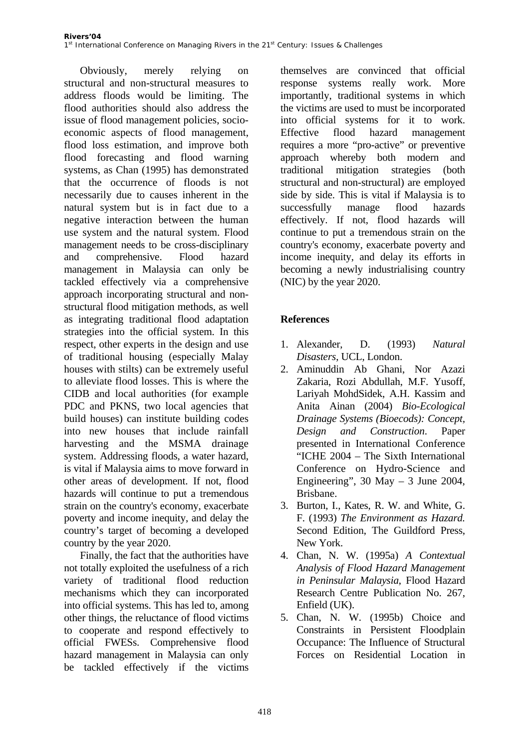Obviously, merely relying on structural and non-structural measures to address floods would be limiting. The flood authorities should also address the issue of flood management policies, socio-economic aspects of flood management, flood loss estimation, and improve both flood forecasting and flood warning systems, as Chan (1995) has demonstrated that the occurrence of floods is not necessarily due to causes inherent in the natural system but is in fact due to a negative interaction between the human use system and the natural system. Flood management needs to be cross-disciplinary and comprehensive. Flood hazard management in Malaysia can only be tackled effectively via a comprehensive approach incorporating structural and non-structural flood mitigation methods, as well as integrating traditional flood adaptation strategies into the official system. In this respect, other experts in the design and use of traditional housing (especially Malay houses with stilts) can be extremely useful to alleviate flood losses. This is where the CIDB and local authorities (for example PDC and PKNS, two local agencies that build houses) can institute building codes into new houses that include rainfall harvesting and the MSMA drainage system. Addressing floods, a water hazard, is vital if Malaysia aims to move forward in other areas of development. If not, flood hazards will continue to put a tremendous strain on the country's economy, exacerbate poverty and income inequity, and delay the country's target of becoming a developed country by the year 2020.

Finally, the fact that the authorities have not totally exploited the usefulness of a rich variety of traditional flood reduction mechanisms which they can incorporated into official systems. This has led to, among other things, the reluctance of flood victims to cooperate and respond effectively to official FWESs. Comprehensive flood hazard management in Malaysia can only be tackled effectively if the victims themselves are convinced that official response systems really work. More importantly, traditional systems in which the victims are used to must be incorporated into official systems for it to work. Effective flood hazard management requires a more "pro-active" or preventive approach whereby both modern and traditional mitigation strategies (both structural and non-structural) are employed side by side. This is vital if Malaysia is to successfully manage flood hazards effectively. If not, flood hazards will continue to put a tremendous strain on the country's economy, exacerbate poverty and income inequity, and delay its efforts in becoming a newly industrialising country (NIC) by the year 2020.

## References

1. Alexander, D. (1993) *Natural Disasters*, UCL, London.
2. Aminuddin Ab Ghani, Nor Azazi Zakaria, Rozi Abdullah, M.F. Yusoff, Lariyah MohdSidek, A.H. Kassim and Anita Ainan (2004) *Bio-Ecological Drainage Systems (Bioecods): Concept, Design and Construction*. Paper presented in International Conference "ICHE 2004 – The Sixth International Conference on Hydro-Science and Engineering", 30 May – 3 June 2004, Brisbane.
3. Burton, I., Kates, R. W. and White, G. F. (1993) *The Environment as Hazard.* Second Edition, The Guildford Press, New York.
4. Chan, N. W. (1995a) *A Contextual Analysis of Flood Hazard Management in Peninsular Malaysia*, Flood Hazard Research Centre Publication No. 267, Enfield (UK).
5. Chan, N. W. (1995b) Choice and Constraints in Persistent Floodplain Occupance: The Influence of Structural Forces on Residential Location in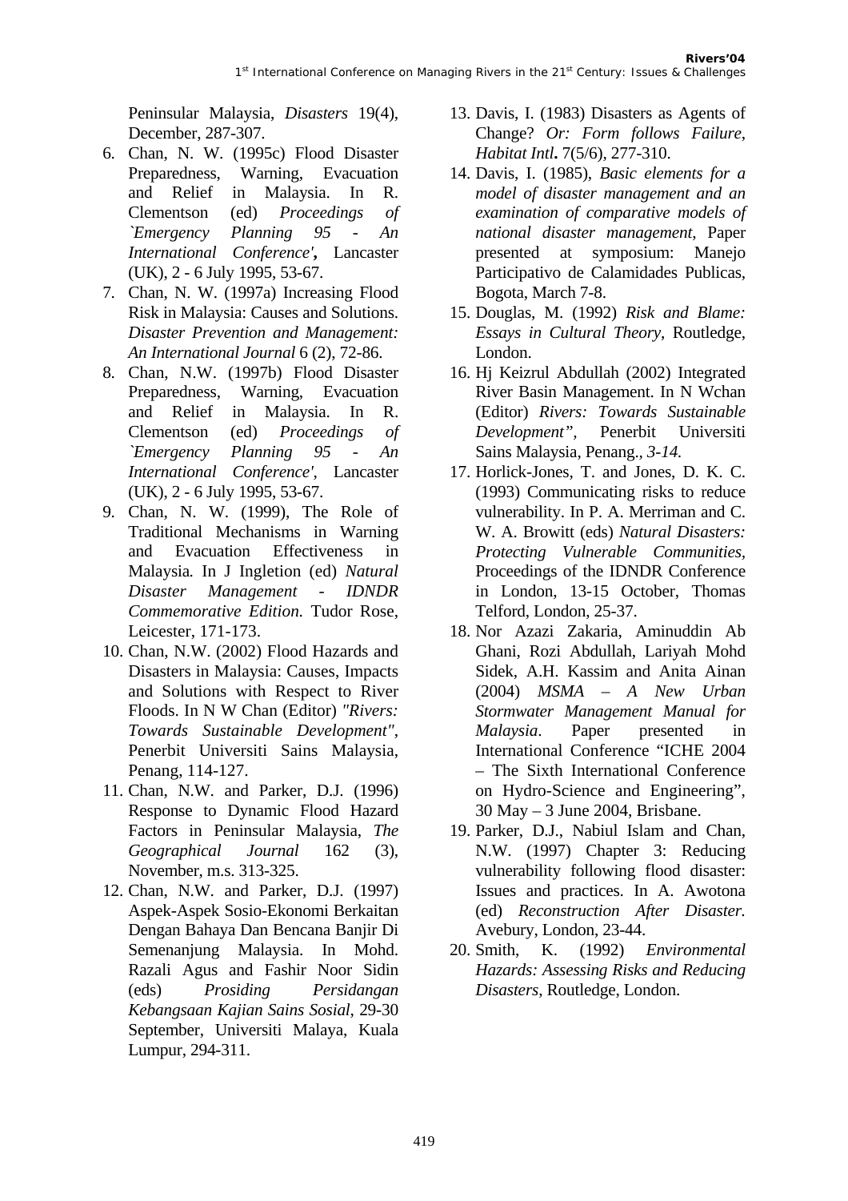Peninsular Malaysia, *Disasters* 19(4), December, 287-307.

6. Chan, N. W. (1995c) Flood Disaster Preparedness, Warning, Evacuation and Relief in Malaysia. In R. Clementson (ed) *Proceedings of `Emergency Planning 95 - An International Conference'***,** Lancaster (UK), 2 - 6 July 1995, 53-67.
7. Chan, N. W. (1997a) Increasing Flood Risk in Malaysia: Causes and Solutions. *Disaster Prevention and Management: An International Journal* 6 (2), 72-86.
8. Chan, N.W. (1997b) Flood Disaster Preparedness, Warning, Evacuation and Relief in Malaysia. In R. Clementson (ed) *Proceedings of `Emergency Planning 95 - An International Conference'*, Lancaster (UK), 2 - 6 July 1995, 53-67.
9. Chan, N. W. (1999), The Role of Traditional Mechanisms in Warning and Evacuation Effectiveness in Malaysia*.* In J Ingletion (ed) *Natural Disaster Management - IDNDR Commemorative Edition.* Tudor Rose, Leicester, 171-173.
10. Chan, N.W. (2002) Flood Hazards and Disasters in Malaysia: Causes, Impacts and Solutions with Respect to River Floods. In N W Chan (Editor) *"Rivers: Towards Sustainable Development"*, Penerbit Universiti Sains Malaysia, Penang, 114-127.
11. Chan, N.W. and Parker, D.J. (1996) Response to Dynamic Flood Hazard Factors in Peninsular Malaysia, *The Geographical Journal* 162 (3), November, m.s. 313-325.
12. Chan, N.W. and Parker, D.J. (1997) Aspek-Aspek Sosio-Ekonomi Berkaitan Dengan Bahaya Dan Bencana Banjir Di Semenanjung Malaysia. In Mohd. Razali Agus and Fashir Noor Sidin (eds) *Prosiding Persidangan Kebangsaan Kajian Sains Sosial*, 29-30 September, Universiti Malaya, Kuala Lumpur, 294-311.
13. Davis, I. (1983) Disasters as Agents of Change? *Or: Form follows Failure*, *Habitat Intl***.** 7(5/6), 277-310.
14. Davis, I. (1985), *Basic elements for a model of disaster management and an examination of comparative models of national disaster management*, Paper presented at symposium: Manejo Participativo de Calamidades Publicas, Bogota, March 7-8.
15. Douglas, M. (1992) *Risk and Blame: Essays in Cultural Theory*, Routledge, London.
16. Hj Keizrul Abdullah (2002) Integrated River Basin Management. In N Wchan (Editor) *Rivers: Towards Sustainable Development",* Penerbit Universiti Sains Malaysia, Penang., *3-14.*
17. Horlick-Jones, T. and Jones, D. K. C. (1993) Communicating risks to reduce vulnerability. In P. A. Merriman and C. W. A. Browitt (eds) *Natural Disasters: Protecting Vulnerable Communities*, Proceedings of the IDNDR Conference in London, 13-15 October, Thomas Telford, London, 25-37.
18. Nor Azazi Zakaria, Aminuddin Ab Ghani, Rozi Abdullah, Lariyah Mohd Sidek, A.H. Kassim and Anita Ainan (2004) *MSMA – A New Urban Stormwater Management Manual for Malaysia*. Paper presented in International Conference "ICHE 2004 – The Sixth International Conference on Hydro-Science and Engineering", 30 May – 3 June 2004, Brisbane.
19. Parker, D.J., Nabiul Islam and Chan, N.W. (1997) Chapter 3: Reducing vulnerability following flood disaster: Issues and practices. In A. Awotona (ed) *Reconstruction After Disaster.* Avebury, London, 23-44.
20. Smith, K. (1992) *Environmental Hazards: Assessing Risks and Reducing Disasters*, Routledge, London.